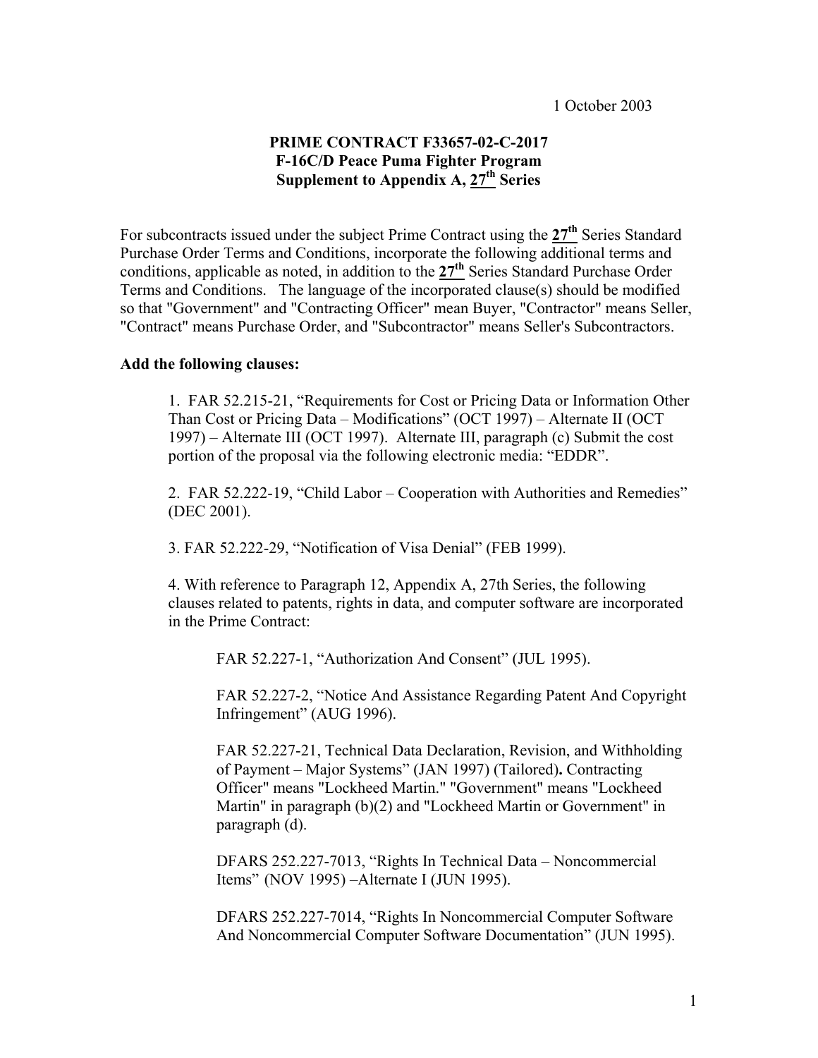1 October 2003

**PRIME CONTRACT F33657-02-C-2017**
**F-16C/D Peace Puma Fighter Program**
**Supplement to Appendix A, 27th Series**

For subcontracts issued under the subject Prime Contract using the **27th** Series Standard Purchase Order Terms and Conditions, incorporate the following additional terms and conditions, applicable as noted, in addition to the **27th** Series Standard Purchase Order Terms and Conditions. The language of the incorporated clause(s) should be modified so that "Government" and "Contracting Officer" mean Buyer, "Contractor" means Seller, "Contract" means Purchase Order, and "Subcontractor" means Seller's Subcontractors.

**Add the following clauses:**

1. FAR 52.215-21, "Requirements for Cost or Pricing Data or Information Other Than Cost or Pricing Data – Modifications" (OCT 1997) – Alternate II (OCT 1997) – Alternate III (OCT 1997). Alternate III, paragraph (c) Submit the cost portion of the proposal via the following electronic media: "EDDR".

2. FAR 52.222-19, "Child Labor – Cooperation with Authorities and Remedies" (DEC 2001).

3. FAR 52.222-29, "Notification of Visa Denial" (FEB 1999).

4. With reference to Paragraph 12, Appendix A, 27th Series, the following clauses related to patents, rights in data, and computer software are incorporated in the Prime Contract:

   FAR 52.227-1, "Authorization And Consent" (JUL 1995).

   FAR 52.227-2, "Notice And Assistance Regarding Patent And Copyright Infringement" (AUG 1996).

   FAR 52.227-21, Technical Data Declaration, Revision, and Withholding of Payment – Major Systems" (JAN 1997) (Tailored)**.** Contracting Officer" means "Lockheed Martin." "Government" means "Lockheed Martin" in paragraph (b)(2) and "Lockheed Martin or Government" in paragraph (d).

   DFARS 252.227-7013, "Rights In Technical Data – Noncommercial Items" (NOV 1995) –Alternate I (JUN 1995).

   DFARS 252.227-7014, "Rights In Noncommercial Computer Software And Noncommercial Computer Software Documentation" (JUN 1995).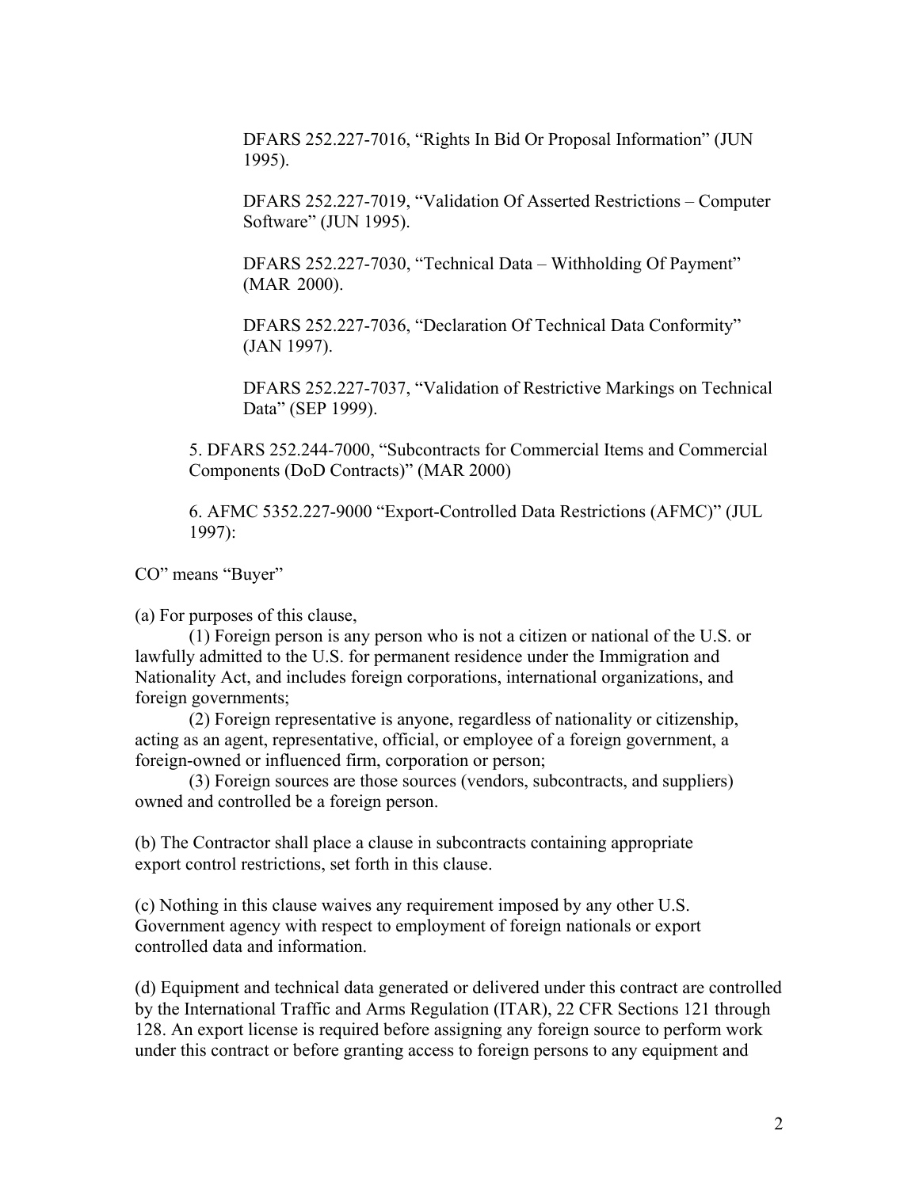DFARS 252.227-7016, “Rights In Bid Or Proposal Information” (JUN 1995).

DFARS 252.227-7019, “Validation Of Asserted Restrictions – Computer Software” (JUN 1995).

DFARS 252.227-7030, “Technical Data – Withholding Of Payment” (MAR 2000).

DFARS 252.227-7036, “Declaration Of Technical Data Conformity” (JAN 1997).

DFARS 252.227-7037, “Validation of Restrictive Markings on Technical Data” (SEP 1999).

5. DFARS 252.244-7000, “Subcontracts for Commercial Items and Commercial Components (DoD Contracts)” (MAR 2000)

6. AFMC 5352.227-9000 “Export-Controlled Data Restrictions (AFMC)” (JUL 1997):

CO” means “Buyer”

(a) For purposes of this clause,

(1) Foreign person is any person who is not a citizen or national of the U.S. or lawfully admitted to the U.S. for permanent residence under the Immigration and Nationality Act, and includes foreign corporations, international organizations, and foreign governments;

(2) Foreign representative is anyone, regardless of nationality or citizenship, acting as an agent, representative, official, or employee of a foreign government, a foreign-owned or influenced firm, corporation or person;

(3) Foreign sources are those sources (vendors, subcontracts, and suppliers) owned and controlled be a foreign person.

(b) The Contractor shall place a clause in subcontracts containing appropriate export control restrictions, set forth in this clause.

(c) Nothing in this clause waives any requirement imposed by any other U.S. Government agency with respect to employment of foreign nationals or export controlled data and information.

(d) Equipment and technical data generated or delivered under this contract are controlled by the International Traffic and Arms Regulation (ITAR), 22 CFR Sections 121 through 128. An export license is required before assigning any foreign source to perform work under this contract or before granting access to foreign persons to any equipment and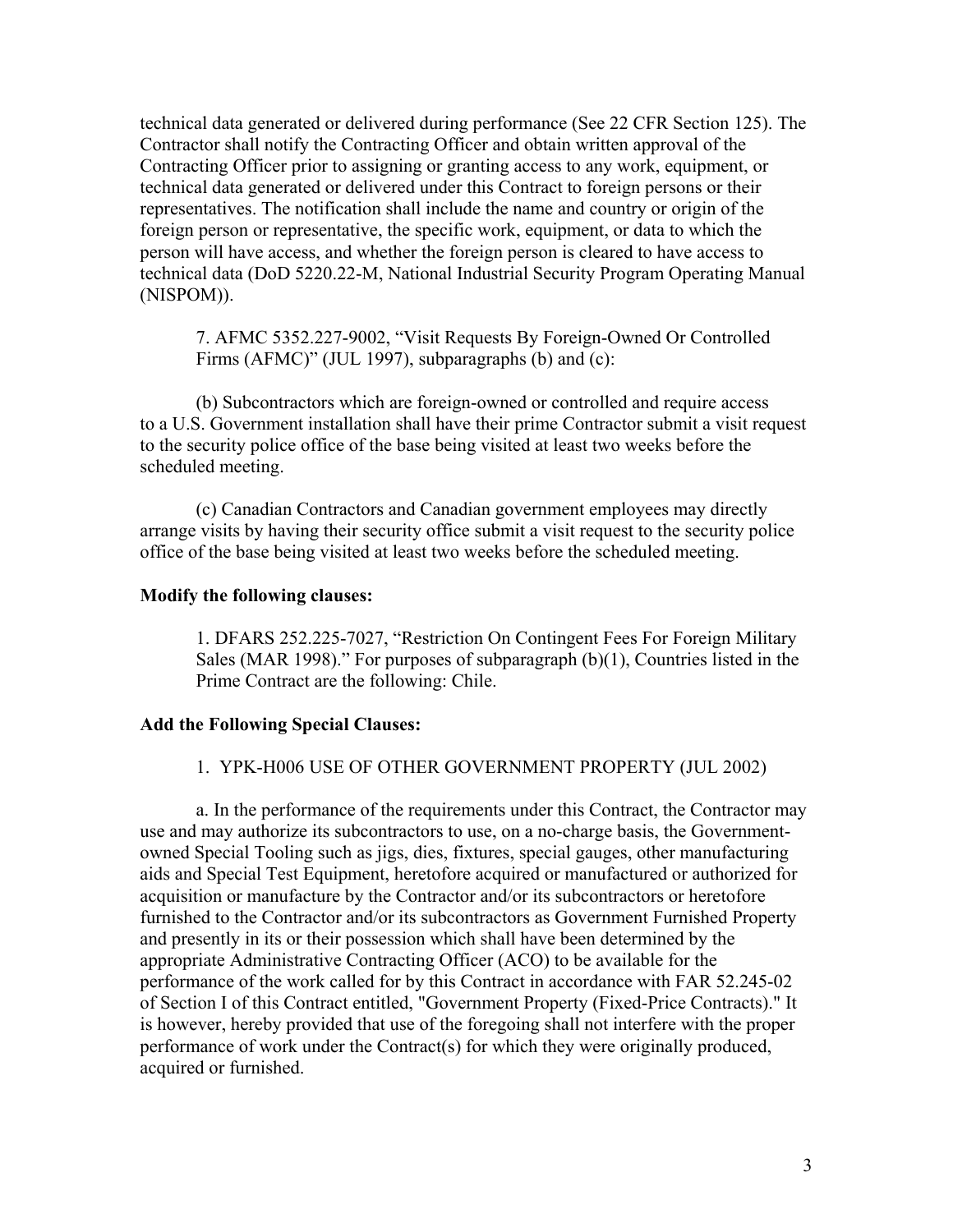technical data generated or delivered during performance (See 22 CFR Section 125). The Contractor shall notify the Contracting Officer and obtain written approval of the Contracting Officer prior to assigning or granting access to any work, equipment, or technical data generated or delivered under this Contract to foreign persons or their representatives. The notification shall include the name and country or origin of the foreign person or representative, the specific work, equipment, or data to which the person will have access, and whether the foreign person is cleared to have access to technical data (DoD 5220.22-M, National Industrial Security Program Operating Manual (NISPOM)).

7. AFMC 5352.227-9002, "Visit Requests By Foreign-Owned Or Controlled Firms (AFMC)" (JUL 1997), subparagraphs (b) and (c):

(b) Subcontractors which are foreign-owned or controlled and require access to a U.S. Government installation shall have their prime Contractor submit a visit request to the security police office of the base being visited at least two weeks before the scheduled meeting.

(c) Canadian Contractors and Canadian government employees may directly arrange visits by having their security office submit a visit request to the security police office of the base being visited at least two weeks before the scheduled meeting.

**Modify the following clauses:**

1. DFARS 252.225-7027, "Restriction On Contingent Fees For Foreign Military Sales (MAR 1998)." For purposes of subparagraph (b)(1), Countries listed in the Prime Contract are the following: Chile.

**Add the Following Special Clauses:**

1. YPK-H006 USE OF OTHER GOVERNMENT PROPERTY (JUL 2002)

a. In the performance of the requirements under this Contract, the Contractor may use and may authorize its subcontractors to use, on a no-charge basis, the Government-owned Special Tooling such as jigs, dies, fixtures, special gauges, other manufacturing aids and Special Test Equipment, heretofore acquired or manufactured or authorized for acquisition or manufacture by the Contractor and/or its subcontractors or heretofore furnished to the Contractor and/or its subcontractors as Government Furnished Property and presently in its or their possession which shall have been determined by the appropriate Administrative Contracting Officer (ACO) to be available for the performance of the work called for by this Contract in accordance with FAR 52.245-02 of Section I of this Contract entitled, "Government Property (Fixed-Price Contracts)." It is however, hereby provided that use of the foregoing shall not interfere with the proper performance of work under the Contract(s) for which they were originally produced, acquired or furnished.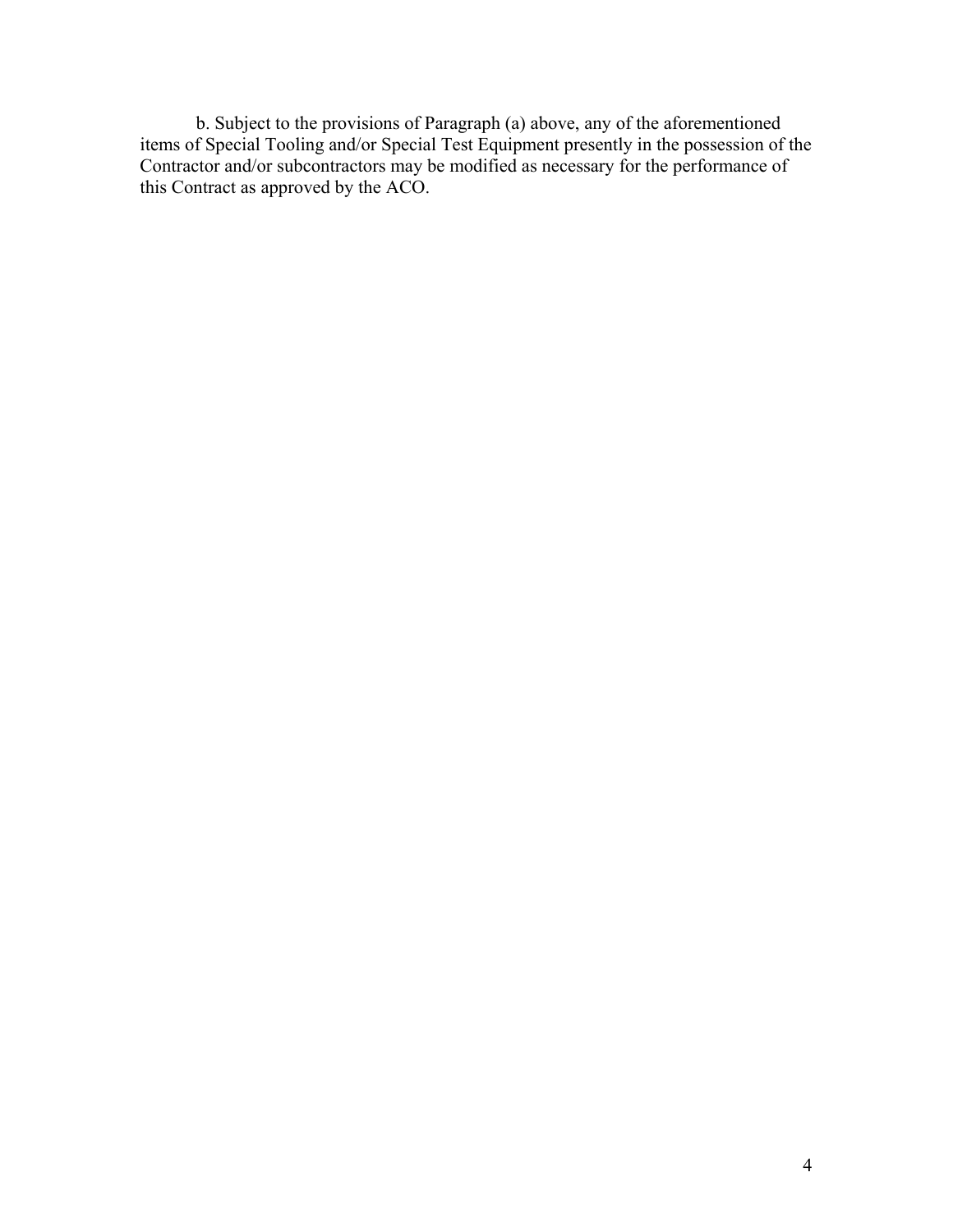b. Subject to the provisions of Paragraph (a) above, any of the aforementioned items of Special Tooling and/or Special Test Equipment presently in the possession of the Contractor and/or subcontractors may be modified as necessary for the performance of this Contract as approved by the ACO.